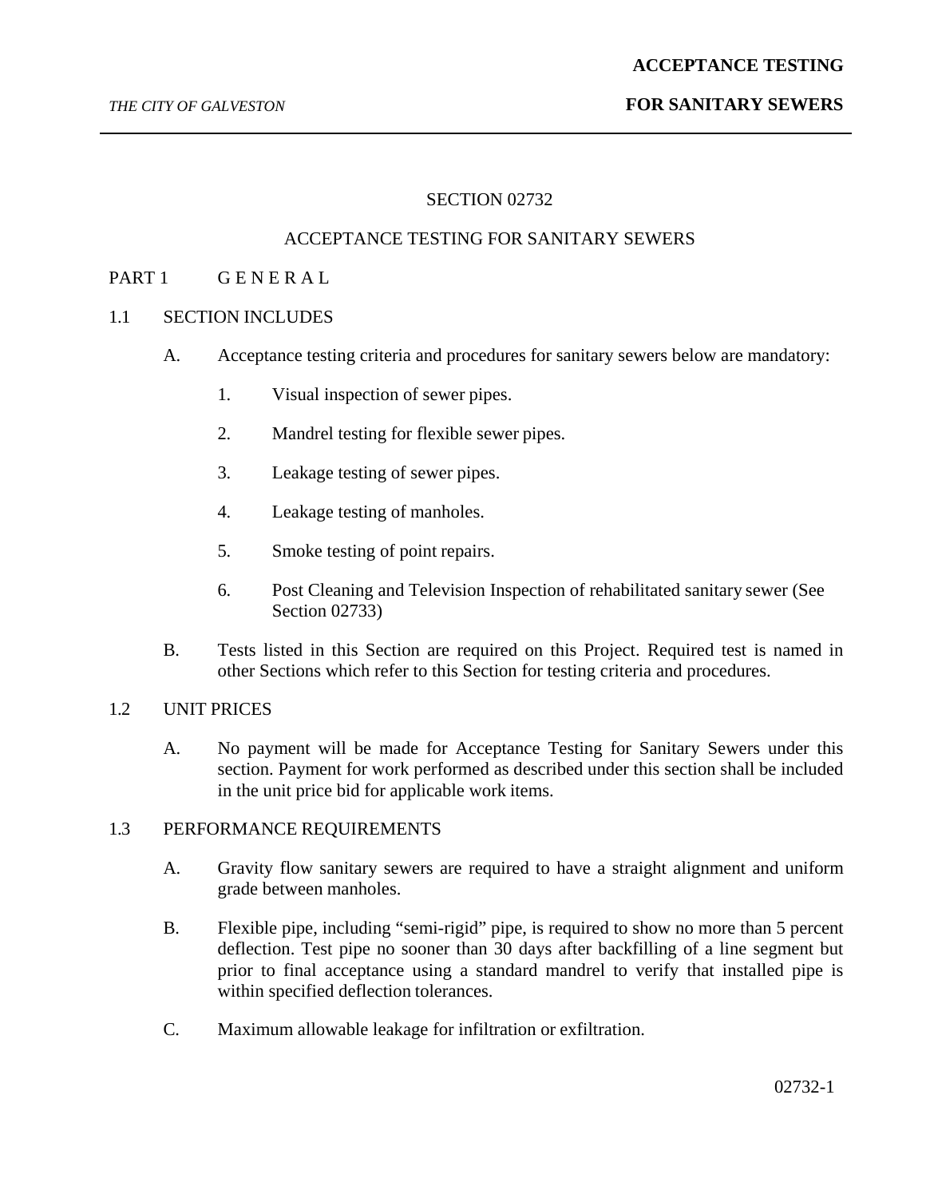# SECTION 02732

## ACCEPTANCE TESTING FOR SANITARY SEWERS

## PART 1 G E N E R A L

### 1.1 SECTION INCLUDES

A. Acceptance testing criteria and procedures for sanitary sewers below are mandatory:

1. Visual inspection of sewer pipes.
2. Mandrel testing for flexible sewer pipes.
3. Leakage testing of sewer pipes.
4. Leakage testing of manholes.
5. Smoke testing of point repairs.
6. Post Cleaning and Television Inspection of rehabilitated sanitary sewer (See Section 02733)

B. Tests listed in this Section are required on this Project. Required test is named in other Sections which refer to this Section for testing criteria and procedures.

### 1.2 UNIT PRICES

A. No payment will be made for Acceptance Testing for Sanitary Sewers under this section. Payment for work performed as described under this section shall be included in the unit price bid for applicable work items.

### 1.3 PERFORMANCE REQUIREMENTS

A. Gravity flow sanitary sewers are required to have a straight alignment and uniform grade between manholes.

B. Flexible pipe, including "semi-rigid" pipe, is required to show no more than 5 percent deflection. Test pipe no sooner than 30 days after backfilling of a line segment but prior to final acceptance using a standard mandrel to verify that installed pipe is within specified deflection tolerances.

C. Maximum allowable leakage for infiltration or exfiltration.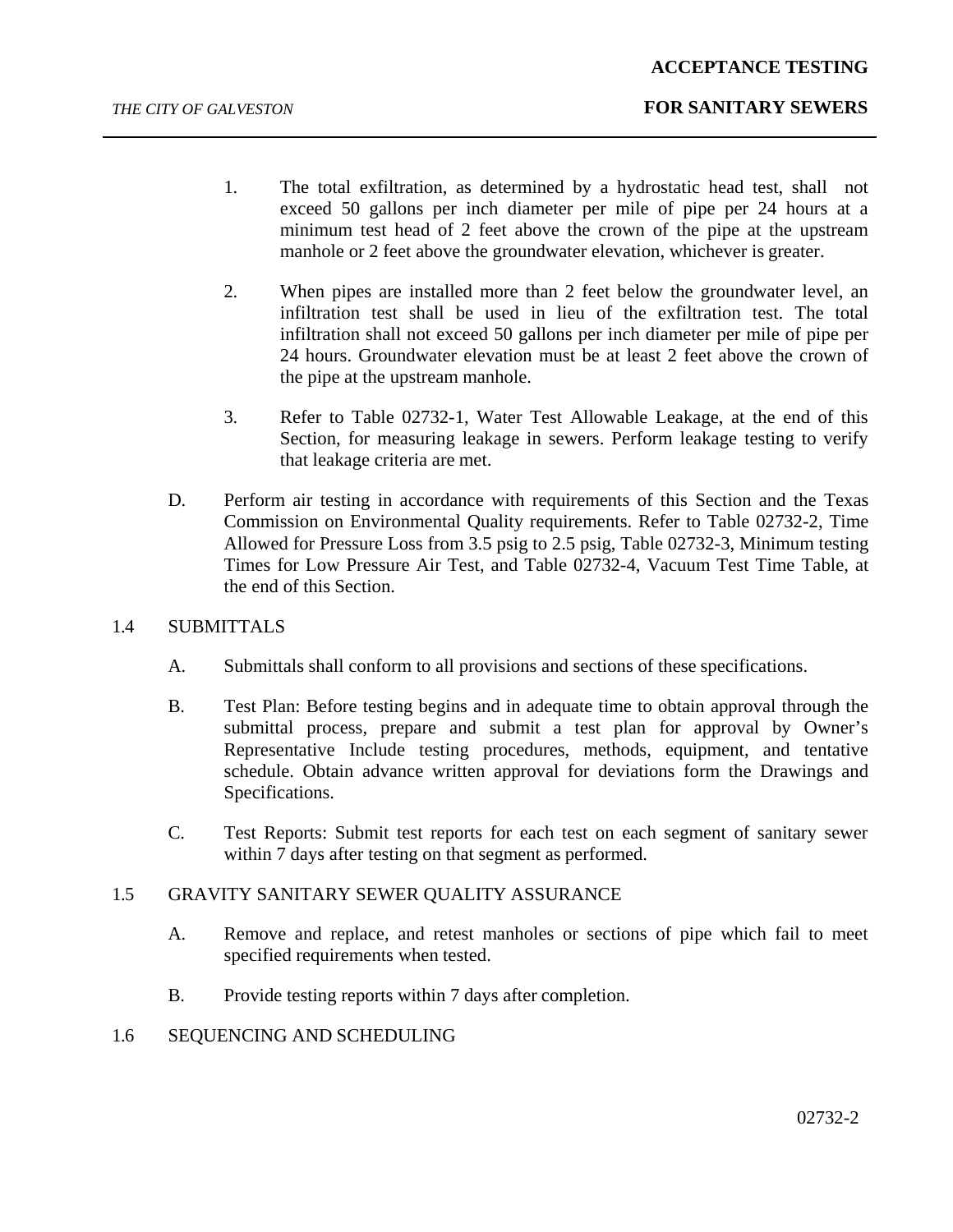1. The total exfiltration, as determined by a hydrostatic head test, shall not exceed 50 gallons per inch diameter per mile of pipe per 24 hours at a minimum test head of 2 feet above the crown of the pipe at the upstream manhole or 2 feet above the groundwater elevation, whichever is greater.

2. When pipes are installed more than 2 feet below the groundwater level, an infiltration test shall be used in lieu of the exfiltration test. The total infiltration shall not exceed 50 gallons per inch diameter per mile of pipe per 24 hours. Groundwater elevation must be at least 2 feet above the crown of the pipe at the upstream manhole.

3. Refer to Table 02732-1, Water Test Allowable Leakage, at the end of this Section, for measuring leakage in sewers. Perform leakage testing to verify that leakage criteria are met.

D. Perform air testing in accordance with requirements of this Section and the Texas Commission on Environmental Quality requirements. Refer to Table 02732-2, Time Allowed for Pressure Loss from 3.5 psig to 2.5 psig, Table 02732-3, Minimum testing Times for Low Pressure Air Test, and Table 02732-4, Vacuum Test Time Table, at the end of this Section.

## 1.4 SUBMITTALS

A. Submittals shall conform to all provisions and sections of these specifications.

B. Test Plan: Before testing begins and in adequate time to obtain approval through the submittal process, prepare and submit a test plan for approval by Owner's Representative Include testing procedures, methods, equipment, and tentative schedule. Obtain advance written approval for deviations form the Drawings and Specifications.

C. Test Reports: Submit test reports for each test on each segment of sanitary sewer within 7 days after testing on that segment as performed.

## 1.5 GRAVITY SANITARY SEWER QUALITY ASSURANCE

A. Remove and replace, and retest manholes or sections of pipe which fail to meet specified requirements when tested.

B. Provide testing reports within 7 days after completion.

## 1.6 SEQUENCING AND SCHEDULING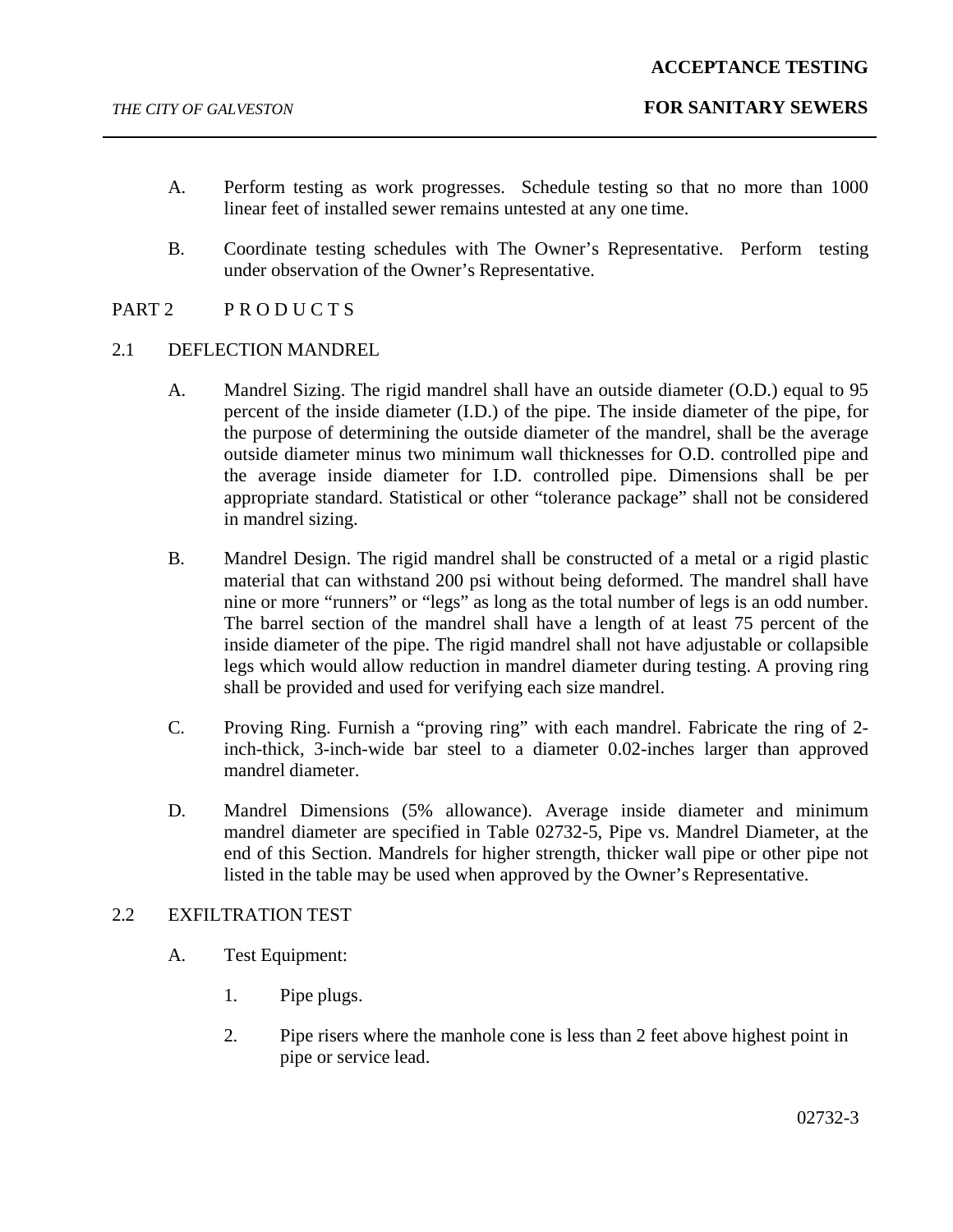A. Perform testing as work progresses. Schedule testing so that no more than 1000 linear feet of installed sewer remains untested at any one time.

B. Coordinate testing schedules with The Owner's Representative. Perform testing under observation of the Owner's Representative.

## PART 2 P R O D U C T S

### 2.1 DEFLECTION MANDREL

A. Mandrel Sizing. The rigid mandrel shall have an outside diameter (O.D.) equal to 95 percent of the inside diameter (I.D.) of the pipe. The inside diameter of the pipe, for the purpose of determining the outside diameter of the mandrel, shall be the average outside diameter minus two minimum wall thicknesses for O.D. controlled pipe and the average inside diameter for I.D. controlled pipe. Dimensions shall be per appropriate standard. Statistical or other "tolerance package" shall not be considered in mandrel sizing.

B. Mandrel Design. The rigid mandrel shall be constructed of a metal or a rigid plastic material that can withstand 200 psi without being deformed. The mandrel shall have nine or more "runners" or "legs" as long as the total number of legs is an odd number. The barrel section of the mandrel shall have a length of at least 75 percent of the inside diameter of the pipe. The rigid mandrel shall not have adjustable or collapsible legs which would allow reduction in mandrel diameter during testing. A proving ring shall be provided and used for verifying each size mandrel.

C. Proving Ring. Furnish a "proving ring" with each mandrel. Fabricate the ring of 2-inch-thick, 3-inch-wide bar steel to a diameter 0.02-inches larger than approved mandrel diameter.

D. Mandrel Dimensions (5% allowance). Average inside diameter and minimum mandrel diameter are specified in Table 02732-5, Pipe vs. Mandrel Diameter, at the end of this Section. Mandrels for higher strength, thicker wall pipe or other pipe not listed in the table may be used when approved by the Owner's Representative.

### 2.2 EXFILTRATION TEST

A. Test Equipment:

1. Pipe plugs.

2. Pipe risers where the manhole cone is less than 2 feet above highest point in pipe or service lead.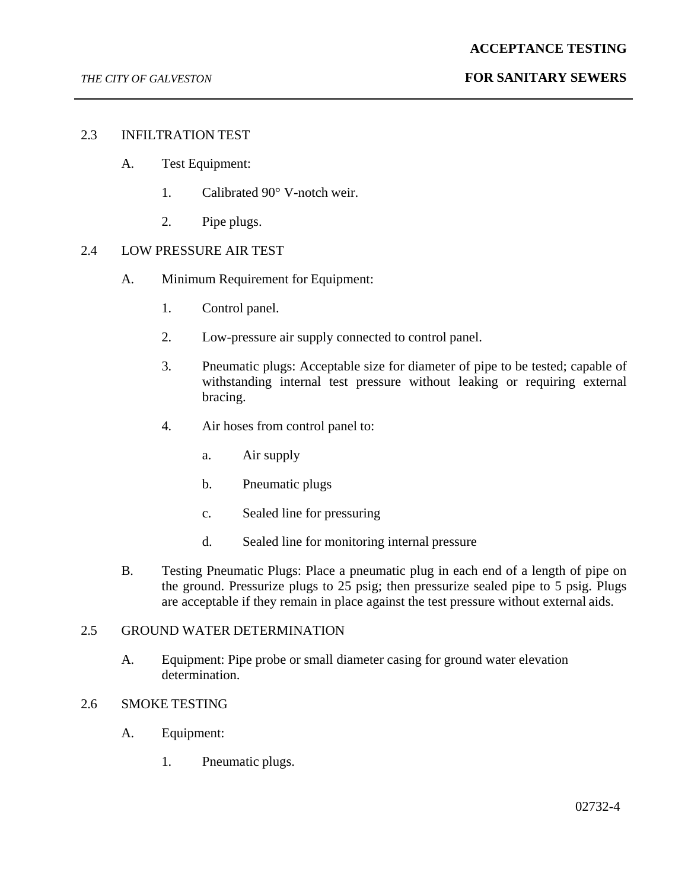## 2.3 INFILTRATION TEST

A. Test Equipment:

1. Calibrated 90° V-notch weir.

2. Pipe plugs.

## 2.4 LOW PRESSURE AIR TEST

A. Minimum Requirement for Equipment:

1. Control panel.

2. Low-pressure air supply connected to control panel.

3. Pneumatic plugs: Acceptable size for diameter of pipe to be tested; capable of withstanding internal test pressure without leaking or requiring external bracing.

4. Air hoses from control panel to:

   a. Air supply

   b. Pneumatic plugs

   c. Sealed line for pressuring

   d. Sealed line for monitoring internal pressure

B. Testing Pneumatic Plugs: Place a pneumatic plug in each end of a length of pipe on the ground. Pressurize plugs to 25 psig; then pressurize sealed pipe to 5 psig. Plugs are acceptable if they remain in place against the test pressure without external aids.

## 2.5 GROUND WATER DETERMINATION

A. Equipment: Pipe probe or small diameter casing for ground water elevation determination.

## 2.6 SMOKE TESTING

A. Equipment:

1. Pneumatic plugs.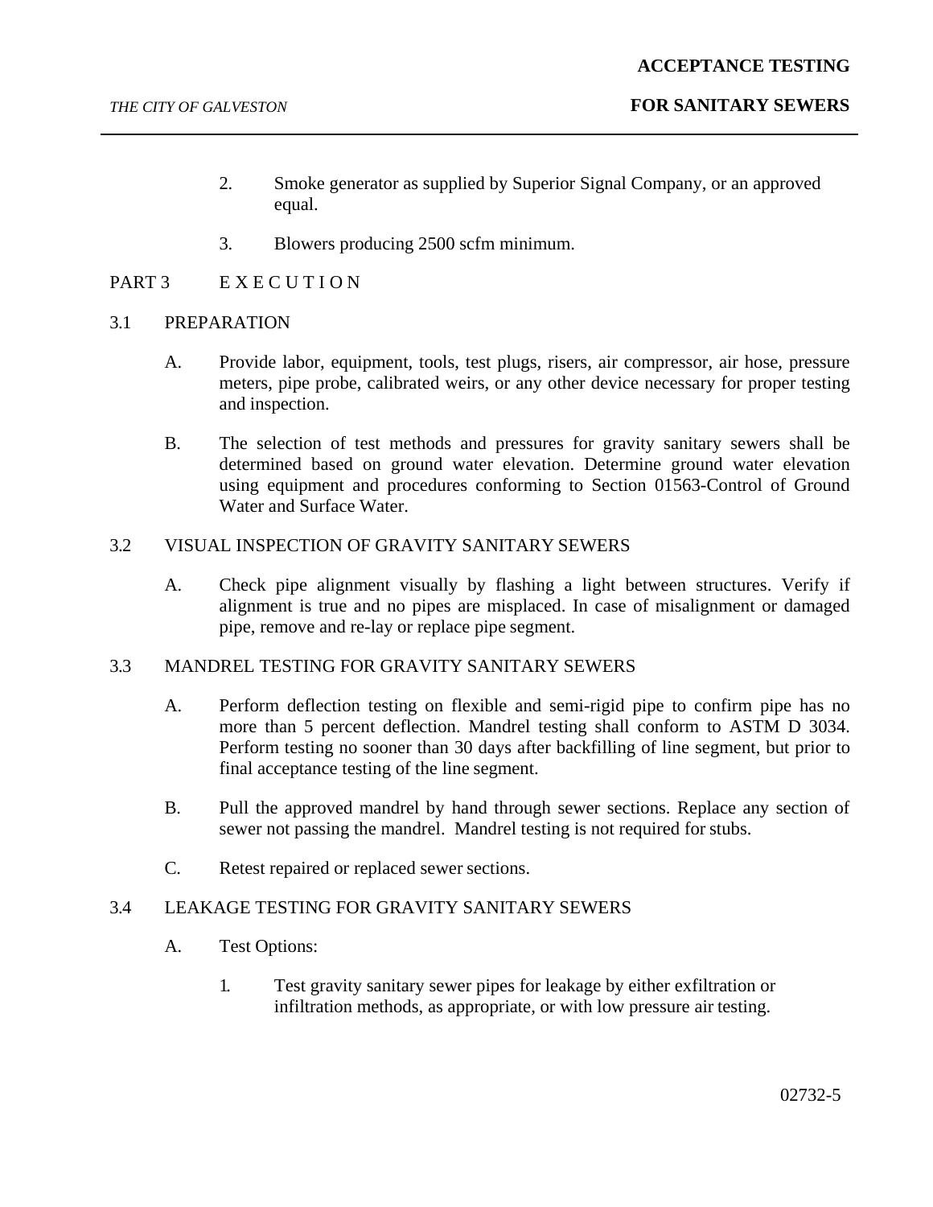2. Smoke generator as supplied by Superior Signal Company, or an approved equal.

3. Blowers producing 2500 scfm minimum.

## PART 3 E X E C U T I O N

### 3.1 PREPARATION

A. Provide labor, equipment, tools, test plugs, risers, air compressor, air hose, pressure meters, pipe probe, calibrated weirs, or any other device necessary for proper testing and inspection.

B. The selection of test methods and pressures for gravity sanitary sewers shall be determined based on ground water elevation. Determine ground water elevation using equipment and procedures conforming to Section 01563-Control of Ground Water and Surface Water.

### 3.2 VISUAL INSPECTION OF GRAVITY SANITARY SEWERS

A. Check pipe alignment visually by flashing a light between structures. Verify if alignment is true and no pipes are misplaced. In case of misalignment or damaged pipe, remove and re-lay or replace pipe segment.

### 3.3 MANDREL TESTING FOR GRAVITY SANITARY SEWERS

A. Perform deflection testing on flexible and semi-rigid pipe to confirm pipe has no more than 5 percent deflection. Mandrel testing shall conform to ASTM D 3034. Perform testing no sooner than 30 days after backfilling of line segment, but prior to final acceptance testing of the line segment.

B. Pull the approved mandrel by hand through sewer sections. Replace any section of sewer not passing the mandrel. Mandrel testing is not required for stubs.

C. Retest repaired or replaced sewer sections.

### 3.4 LEAKAGE TESTING FOR GRAVITY SANITARY SEWERS

A. Test Options:

1. Test gravity sanitary sewer pipes for leakage by either exfiltration or infiltration methods, as appropriate, or with low pressure air testing.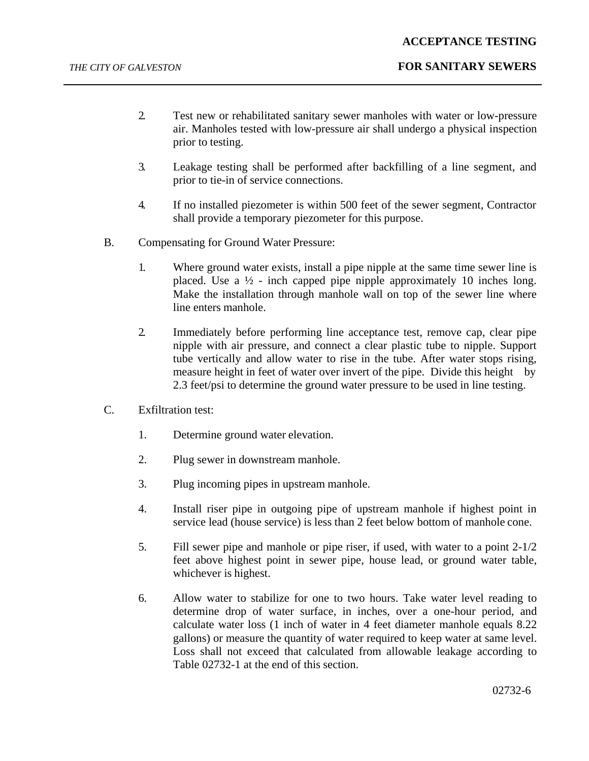2. Test new or rehabilitated sanitary sewer manholes with water or low-pressure air. Manholes tested with low-pressure air shall undergo a physical inspection prior to testing.

3. Leakage testing shall be performed after backfilling of a line segment, and prior to tie-in of service connections.

4. If no installed piezometer is within 500 feet of the sewer segment, Contractor shall provide a temporary piezometer for this purpose.

B. Compensating for Ground Water Pressure:

1. Where ground water exists, install a pipe nipple at the same time sewer line is placed. Use a ½ - inch capped pipe nipple approximately 10 inches long. Make the installation through manhole wall on top of the sewer line where line enters manhole.

2. Immediately before performing line acceptance test, remove cap, clear pipe nipple with air pressure, and connect a clear plastic tube to nipple. Support tube vertically and allow water to rise in the tube. After water stops rising, measure height in feet of water over invert of the pipe. Divide this height by 2.3 feet/psi to determine the ground water pressure to be used in line testing.

C. Exfiltration test:

1. Determine ground water elevation.

2. Plug sewer in downstream manhole.

3. Plug incoming pipes in upstream manhole.

4. Install riser pipe in outgoing pipe of upstream manhole if highest point in service lead (house service) is less than 2 feet below bottom of manhole cone.

5. Fill sewer pipe and manhole or pipe riser, if used, with water to a point 2-1/2 feet above highest point in sewer pipe, house lead, or ground water table, whichever is highest.

6. Allow water to stabilize for one to two hours. Take water level reading to determine drop of water surface, in inches, over a one-hour period, and calculate water loss (1 inch of water in 4 feet diameter manhole equals 8.22 gallons) or measure the quantity of water required to keep water at same level. Loss shall not exceed that calculated from allowable leakage according to Table 02732-1 at the end of this section.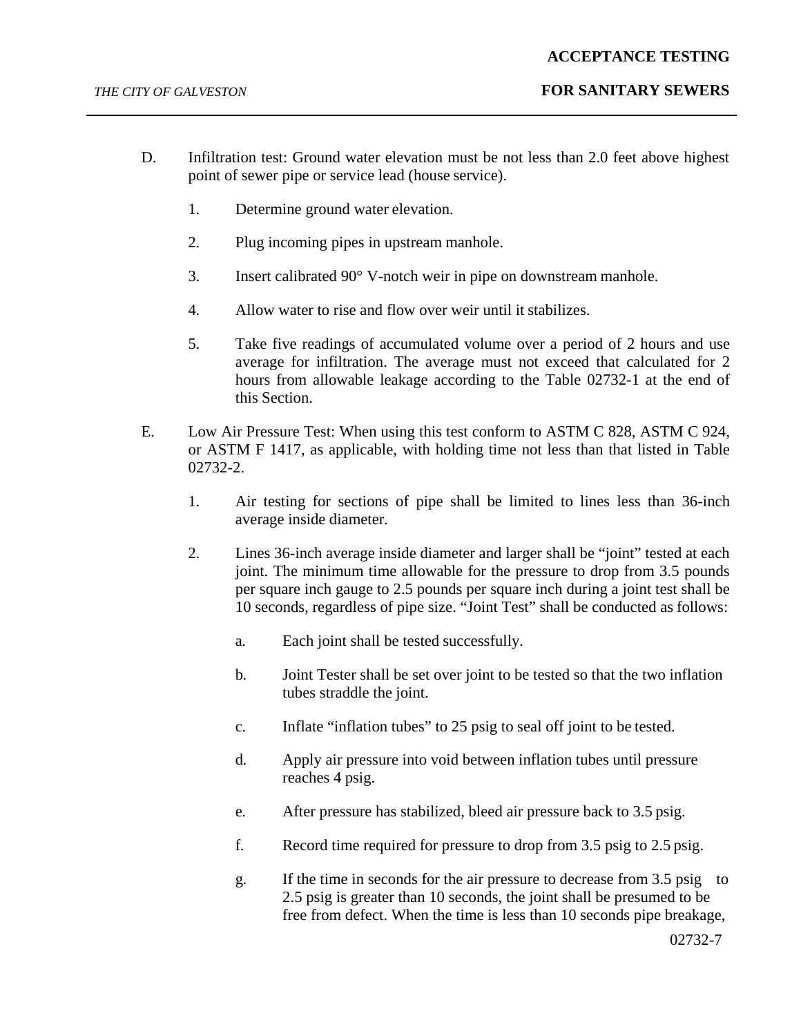D. Infiltration test: Ground water elevation must be not less than 2.0 feet above highest point of sewer pipe or service lead (house service).

1. Determine ground water elevation.

2. Plug incoming pipes in upstream manhole.

3. Insert calibrated 90° V-notch weir in pipe on downstream manhole.

4. Allow water to rise and flow over weir until it stabilizes.

5. Take five readings of accumulated volume over a period of 2 hours and use average for infiltration. The average must not exceed that calculated for 2 hours from allowable leakage according to the Table 02732-1 at the end of this Section.

E. Low Air Pressure Test: When using this test conform to ASTM C 828, ASTM C 924, or ASTM F 1417, as applicable, with holding time not less than that listed in Table 02732-2.

1. Air testing for sections of pipe shall be limited to lines less than 36-inch average inside diameter.

2. Lines 36-inch average inside diameter and larger shall be "joint" tested at each joint. The minimum time allowable for the pressure to drop from 3.5 pounds per square inch gauge to 2.5 pounds per square inch during a joint test shall be 10 seconds, regardless of pipe size. "Joint Test" shall be conducted as follows:

   a. Each joint shall be tested successfully.

   b. Joint Tester shall be set over joint to be tested so that the two inflation tubes straddle the joint.

   c. Inflate "inflation tubes" to 25 psig to seal off joint to be tested.

   d. Apply air pressure into void between inflation tubes until pressure reaches 4 psig.

   e. After pressure has stabilized, bleed air pressure back to 3.5 psig.

   f. Record time required for pressure to drop from 3.5 psig to 2.5 psig.

   g. If the time in seconds for the air pressure to decrease from 3.5 psig to 2.5 psig is greater than 10 seconds, the joint shall be presumed to be free from defect. When the time is less than 10 seconds pipe breakage,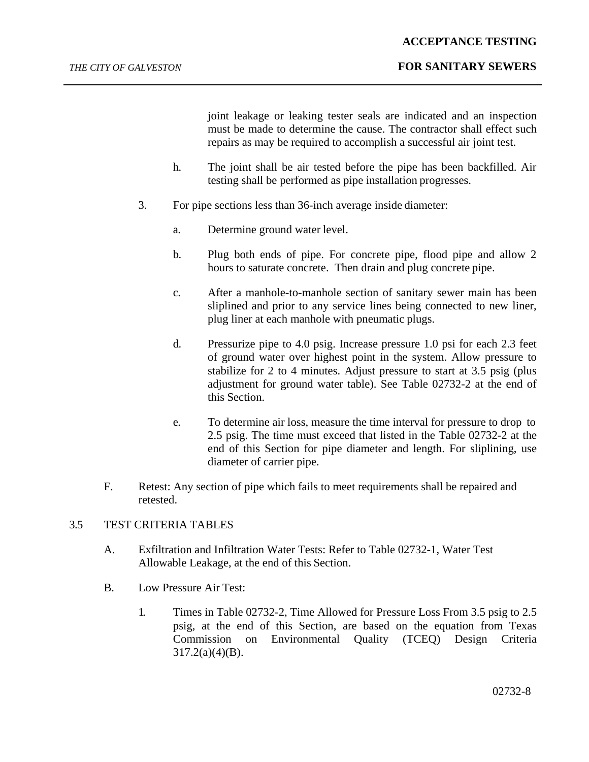joint leakage or leaking tester seals are indicated and an inspection must be made to determine the cause. The contractor shall effect such repairs as may be required to accomplish a successful air joint test.

h. The joint shall be air tested before the pipe has been backfilled. Air testing shall be performed as pipe installation progresses.

3. For pipe sections less than 36-inch average inside diameter:

   a. Determine ground water level.

   b. Plug both ends of pipe. For concrete pipe, flood pipe and allow 2 hours to saturate concrete. Then drain and plug concrete pipe.

   c. After a manhole-to-manhole section of sanitary sewer main has been sliplined and prior to any service lines being connected to new liner, plug liner at each manhole with pneumatic plugs.

   d. Pressurize pipe to 4.0 psig. Increase pressure 1.0 psi for each 2.3 feet of ground water over highest point in the system. Allow pressure to stabilize for 2 to 4 minutes. Adjust pressure to start at 3.5 psig (plus adjustment for ground water table). See Table 02732-2 at the end of this Section.

   e. To determine air loss, measure the time interval for pressure to drop to 2.5 psig. The time must exceed that listed in the Table 02732-2 at the end of this Section for pipe diameter and length. For sliplining, use diameter of carrier pipe.

F. Retest: Any section of pipe which fails to meet requirements shall be repaired and retested.

## 3.5 TEST CRITERIA TABLES

A. Exfiltration and Infiltration Water Tests: Refer to Table 02732-1, Water Test Allowable Leakage, at the end of this Section.

B. Low Pressure Air Test:

1. Times in Table 02732-2, Time Allowed for Pressure Loss From 3.5 psig to 2.5 psig, at the end of this Section, are based on the equation from Texas Commission on Environmental Quality (TCEQ) Design Criteria 317.2(a)(4)(B).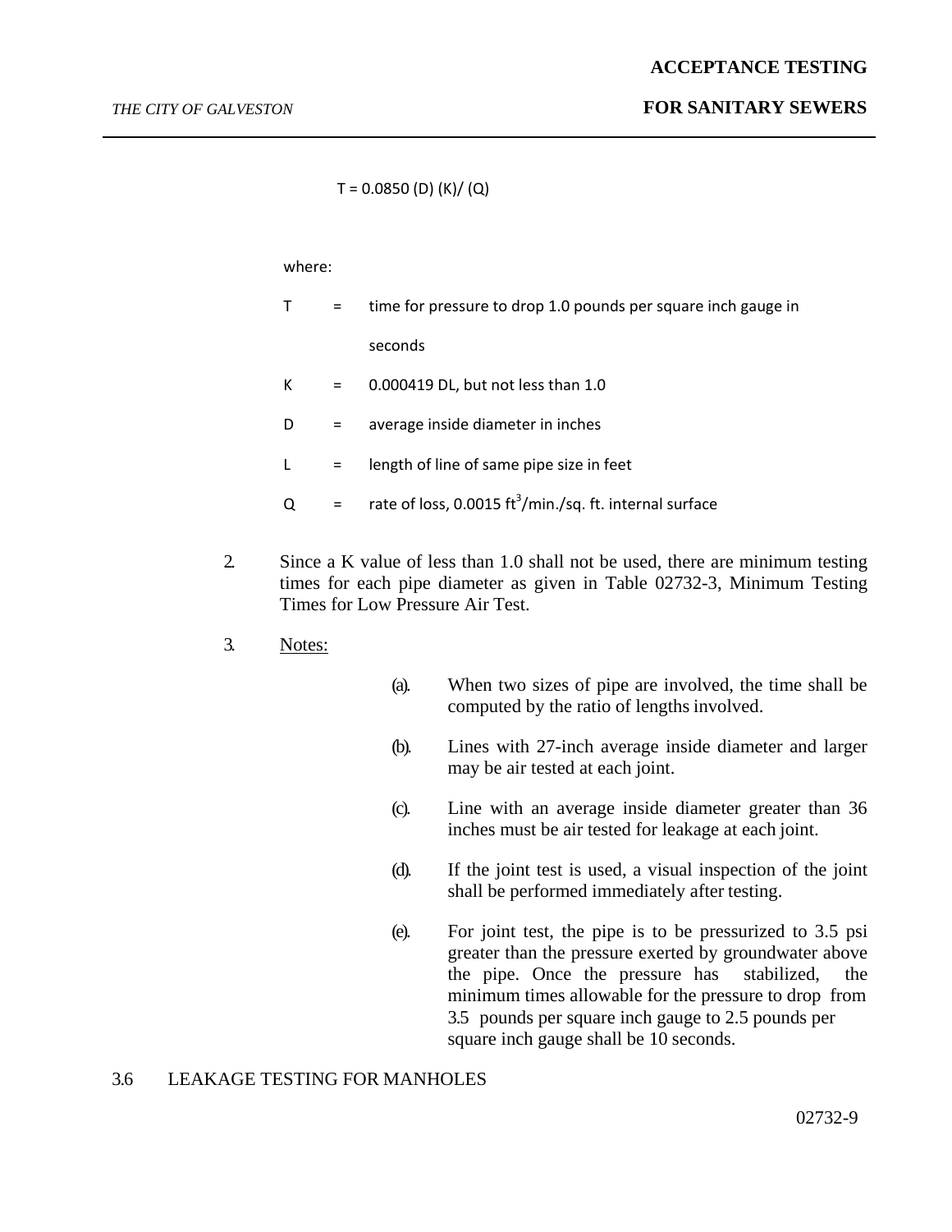$$T = 0.0850\ (D)\ (K) / (Q)$$

where:

| | | |
|---|---|---|
| T | = | time for pressure to drop 1.0 pounds per square inch gauge in seconds |
| K | = | 0.000419 DL, but not less than 1.0 |
| D | = | average inside diameter in inches |
| L | = | length of line of same pipe size in feet |
| Q | = | rate of loss, 0.0015 $ft^3$/min./sq. ft. internal surface |

2. Since a K value of less than 1.0 shall not be used, there are minimum testing times for each pipe diameter as given in Table 02732-3, Minimum Testing Times for Low Pressure Air Test.

3. Notes:

   (a). When two sizes of pipe are involved, the time shall be computed by the ratio of lengths involved.

   (b). Lines with 27-inch average inside diameter and larger may be air tested at each joint.

   (c). Line with an average inside diameter greater than 36 inches must be air tested for leakage at each joint.

   (d). If the joint test is used, a visual inspection of the joint shall be performed immediately after testing.

   (e). For joint test, the pipe is to be pressurized to 3.5 psi greater than the pressure exerted by groundwater above the pipe. Once the pressure has stabilized, the minimum times allowable for the pressure to drop from 3.5 pounds per square inch gauge to 2.5 pounds per square inch gauge shall be 10 seconds.

## 3.6 LEAKAGE TESTING FOR MANHOLES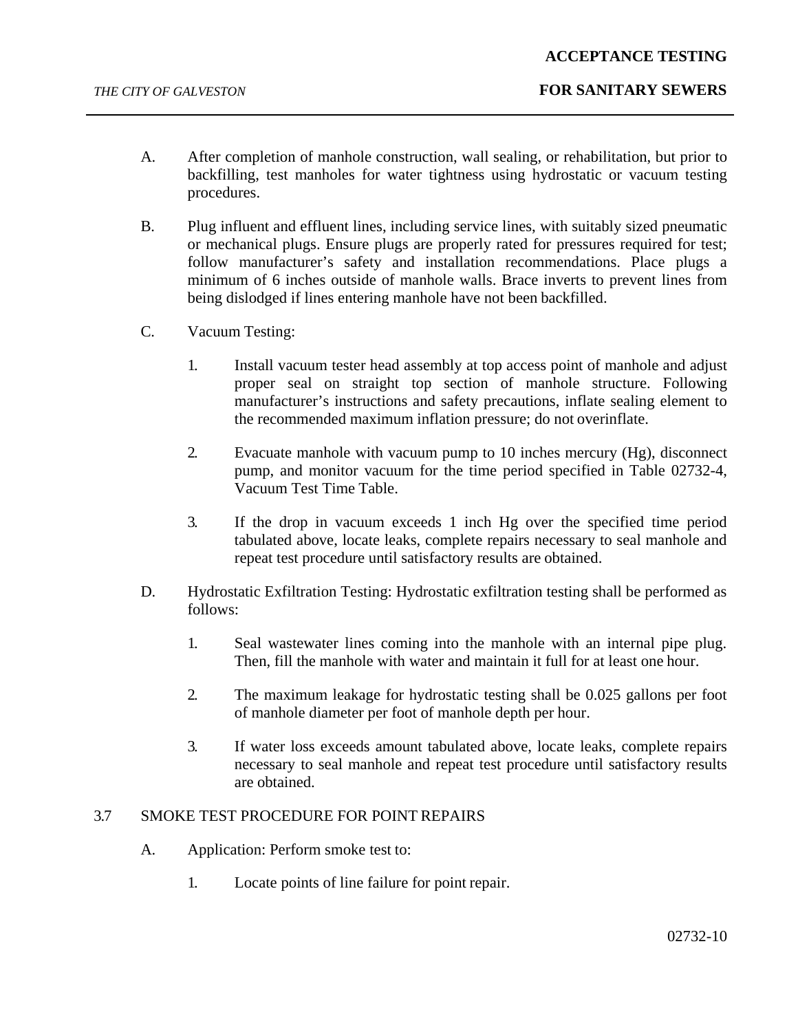A. After completion of manhole construction, wall sealing, or rehabilitation, but prior to backfilling, test manholes for water tightness using hydrostatic or vacuum testing procedures.

B. Plug influent and effluent lines, including service lines, with suitably sized pneumatic or mechanical plugs. Ensure plugs are properly rated for pressures required for test; follow manufacturer's safety and installation recommendations. Place plugs a minimum of 6 inches outside of manhole walls. Brace inverts to prevent lines from being dislodged if lines entering manhole have not been backfilled.

C. Vacuum Testing:

1. Install vacuum tester head assembly at top access point of manhole and adjust proper seal on straight top section of manhole structure. Following manufacturer's instructions and safety precautions, inflate sealing element to the recommended maximum inflation pressure; do not overinflate.

2. Evacuate manhole with vacuum pump to 10 inches mercury (Hg), disconnect pump, and monitor vacuum for the time period specified in Table 02732-4, Vacuum Test Time Table.

3. If the drop in vacuum exceeds 1 inch Hg over the specified time period tabulated above, locate leaks, complete repairs necessary to seal manhole and repeat test procedure until satisfactory results are obtained.

D. Hydrostatic Exfiltration Testing: Hydrostatic exfiltration testing shall be performed as follows:

1. Seal wastewater lines coming into the manhole with an internal pipe plug. Then, fill the manhole with water and maintain it full for at least one hour.

2. The maximum leakage for hydrostatic testing shall be 0.025 gallons per foot of manhole diameter per foot of manhole depth per hour.

3. If water loss exceeds amount tabulated above, locate leaks, complete repairs necessary to seal manhole and repeat test procedure until satisfactory results are obtained.

## 3.7 SMOKE TEST PROCEDURE FOR POINT REPAIRS

A. Application: Perform smoke test to:

1. Locate points of line failure for point repair.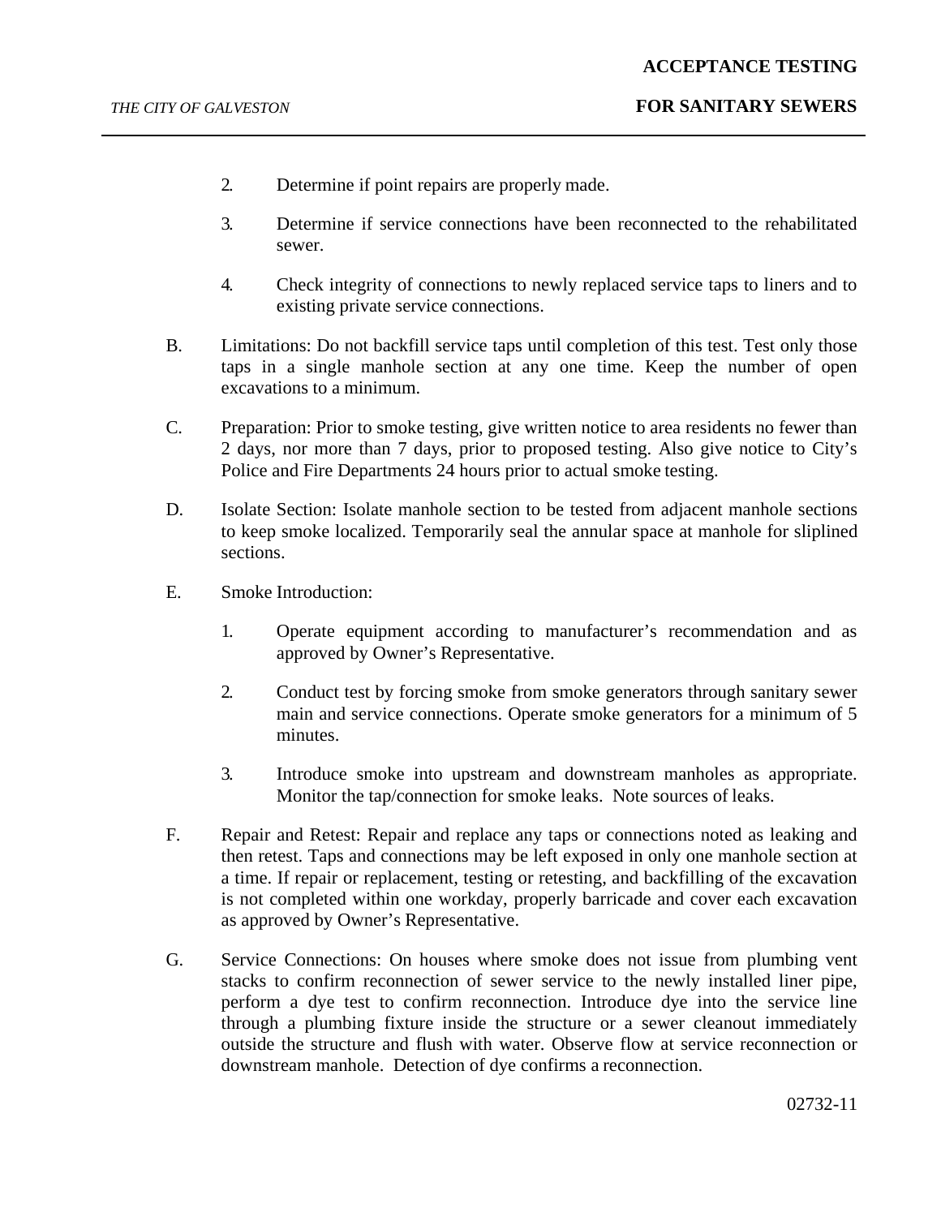2. Determine if point repairs are properly made.

3. Determine if service connections have been reconnected to the rehabilitated sewer.

4. Check integrity of connections to newly replaced service taps to liners and to existing private service connections.

B. Limitations: Do not backfill service taps until completion of this test. Test only those taps in a single manhole section at any one time. Keep the number of open excavations to a minimum.

C. Preparation: Prior to smoke testing, give written notice to area residents no fewer than 2 days, nor more than 7 days, prior to proposed testing. Also give notice to City's Police and Fire Departments 24 hours prior to actual smoke testing.

D. Isolate Section: Isolate manhole section to be tested from adjacent manhole sections to keep smoke localized. Temporarily seal the annular space at manhole for sliplined sections.

E. Smoke Introduction:

1. Operate equipment according to manufacturer's recommendation and as approved by Owner's Representative.

2. Conduct test by forcing smoke from smoke generators through sanitary sewer main and service connections. Operate smoke generators for a minimum of 5 minutes.

3. Introduce smoke into upstream and downstream manholes as appropriate. Monitor the tap/connection for smoke leaks. Note sources of leaks.

F. Repair and Retest: Repair and replace any taps or connections noted as leaking and then retest. Taps and connections may be left exposed in only one manhole section at a time. If repair or replacement, testing or retesting, and backfilling of the excavation is not completed within one workday, properly barricade and cover each excavation as approved by Owner's Representative.

G. Service Connections: On houses where smoke does not issue from plumbing vent stacks to confirm reconnection of sewer service to the newly installed liner pipe, perform a dye test to confirm reconnection. Introduce dye into the service line through a plumbing fixture inside the structure or a sewer cleanout immediately outside the structure and flush with water. Observe flow at service reconnection or downstream manhole. Detection of dye confirms a reconnection.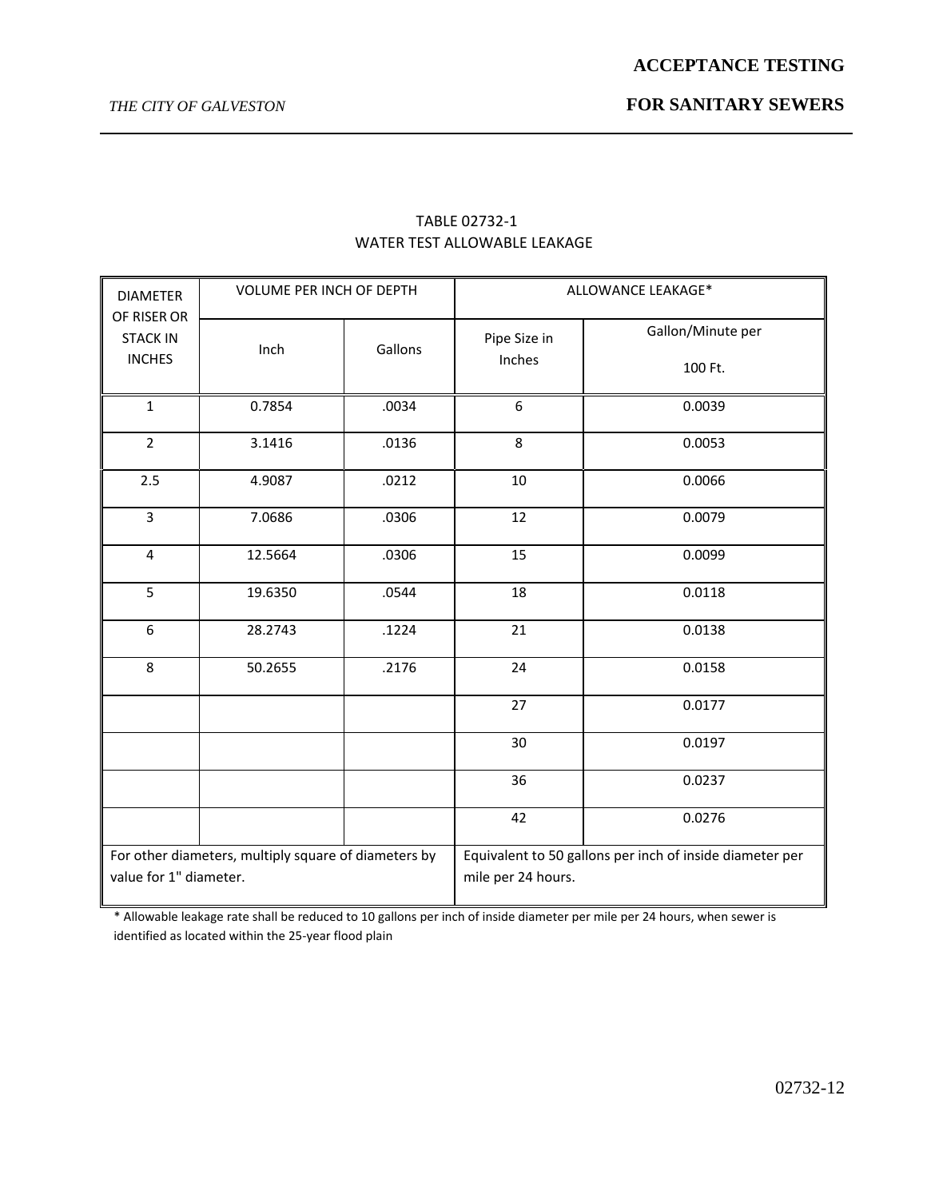TABLE 02732-1
WATER TEST ALLOWABLE LEAKAGE

| DIAMETER OF RISER OR STACK IN INCHES | VOLUME PER INCH OF DEPTH | | ALLOWANCE LEAKAGE* | |
|---|---|---|---|---|
| | Inch | Gallons | Pipe Size in Inches | Gallon/Minute per 100 Ft. |
| 1 | 0.7854 | .0034 | 6 | 0.0039 |
| 2 | 3.1416 | .0136 | 8 | 0.0053 |
| 2.5 | 4.9087 | .0212 | 10 | 0.0066 |
| 3 | 7.0686 | .0306 | 12 | 0.0079 |
| 4 | 12.5664 | .0306 | 15 | 0.0099 |
| 5 | 19.6350 | .0544 | 18 | 0.0118 |
| 6 | 28.2743 | .1224 | 21 | 0.0138 |
| 8 | 50.2655 | .2176 | 24 | 0.0158 |
| | | | 27 | 0.0177 |
| | | | 30 | 0.0197 |
| | | | 36 | 0.0237 |
| | | | 42 | 0.0276 |
| For other diameters, multiply square of diameters by value for 1" diameter. | | | Equivalent to 50 gallons per inch of inside diameter per mile per 24 hours. | |

* Allowable leakage rate shall be reduced to 10 gallons per inch of inside diameter per mile per 24 hours, when sewer is identified as located within the 25-year flood plain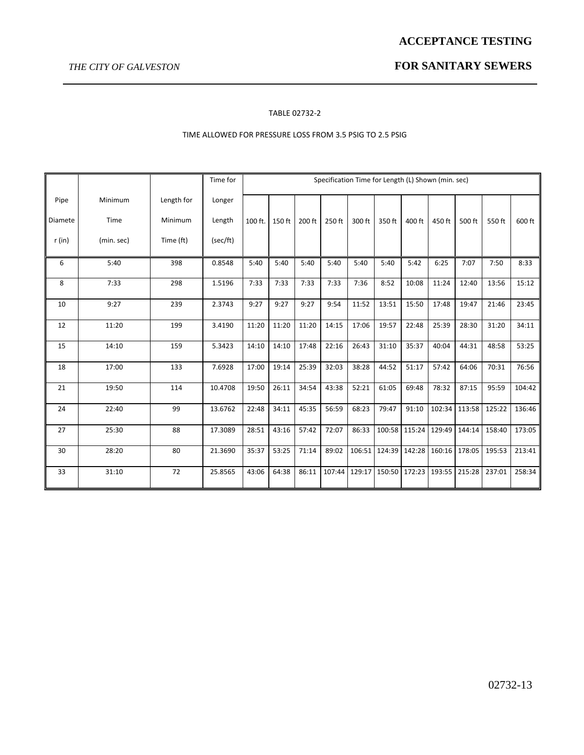TABLE 02732-2

TIME ALLOWED FOR PRESSURE LOSS FROM 3.5 PSIG TO 2.5 PSIG

| Pipe Diameter (in) | Minimum Time (min. sec) | Length for Minimum Time (ft) | Time for Longer Length (sec/ft) | Specification Time for Length (L) Shown (min. sec) | | | | | | | | | | |
|---|---|---|---|---|---|---|---|---|---|---|---|---|---|---|
| | | | | 100 ft. | 150 ft | 200 ft | 250 ft | 300 ft | 350 ft | 400 ft | 450 ft | 500 ft | 550 ft | 600 ft |
| 6 | 5:40 | 398 | 0.8548 | 5:40 | 5:40 | 5:40 | 5:40 | 5:40 | 5:40 | 5:42 | 6:25 | 7:07 | 7:50 | 8:33 |
| 8 | 7:33 | 298 | 1.5196 | 7:33 | 7:33 | 7:33 | 7:33 | 7:36 | 8:52 | 10:08 | 11:24 | 12:40 | 13:56 | 15:12 |
| 10 | 9:27 | 239 | 2.3743 | 9:27 | 9:27 | 9:27 | 9:54 | 11:52 | 13:51 | 15:50 | 17:48 | 19:47 | 21:46 | 23:45 |
| 12 | 11:20 | 199 | 3.4190 | 11:20 | 11:20 | 11:20 | 14:15 | 17:06 | 19:57 | 22:48 | 25:39 | 28:30 | 31:20 | 34:11 |
| 15 | 14:10 | 159 | 5.3423 | 14:10 | 14:10 | 17:48 | 22:16 | 26:43 | 31:10 | 35:37 | 40:04 | 44:31 | 48:58 | 53:25 |
| 18 | 17:00 | 133 | 7.6928 | 17:00 | 19:14 | 25:39 | 32:03 | 38:28 | 44:52 | 51:17 | 57:42 | 64:06 | 70:31 | 76:56 |
| 21 | 19:50 | 114 | 10.4708 | 19:50 | 26:11 | 34:54 | 43:38 | 52:21 | 61:05 | 69:48 | 78:32 | 87:15 | 95:59 | 104:42 |
| 24 | 22:40 | 99 | 13.6762 | 22:48 | 34:11 | 45:35 | 56:59 | 68:23 | 79:47 | 91:10 | 102:34 | 113:58 | 125:22 | 136:46 |
| 27 | 25:30 | 88 | 17.3089 | 28:51 | 43:16 | 57:42 | 72:07 | 86:33 | 100:58 | 115:24 | 129:49 | 144:14 | 158:40 | 173:05 |
| 30 | 28:20 | 80 | 21.3690 | 35:37 | 53:25 | 71:14 | 89:02 | 106:51 | 124:39 | 142:28 | 160:16 | 178:05 | 195:53 | 213:41 |
| 33 | 31:10 | 72 | 25.8565 | 43:06 | 64:38 | 86:11 | 107:44 | 129:17 | 150:50 | 172:23 | 193:55 | 215:28 | 237:01 | 258:34 |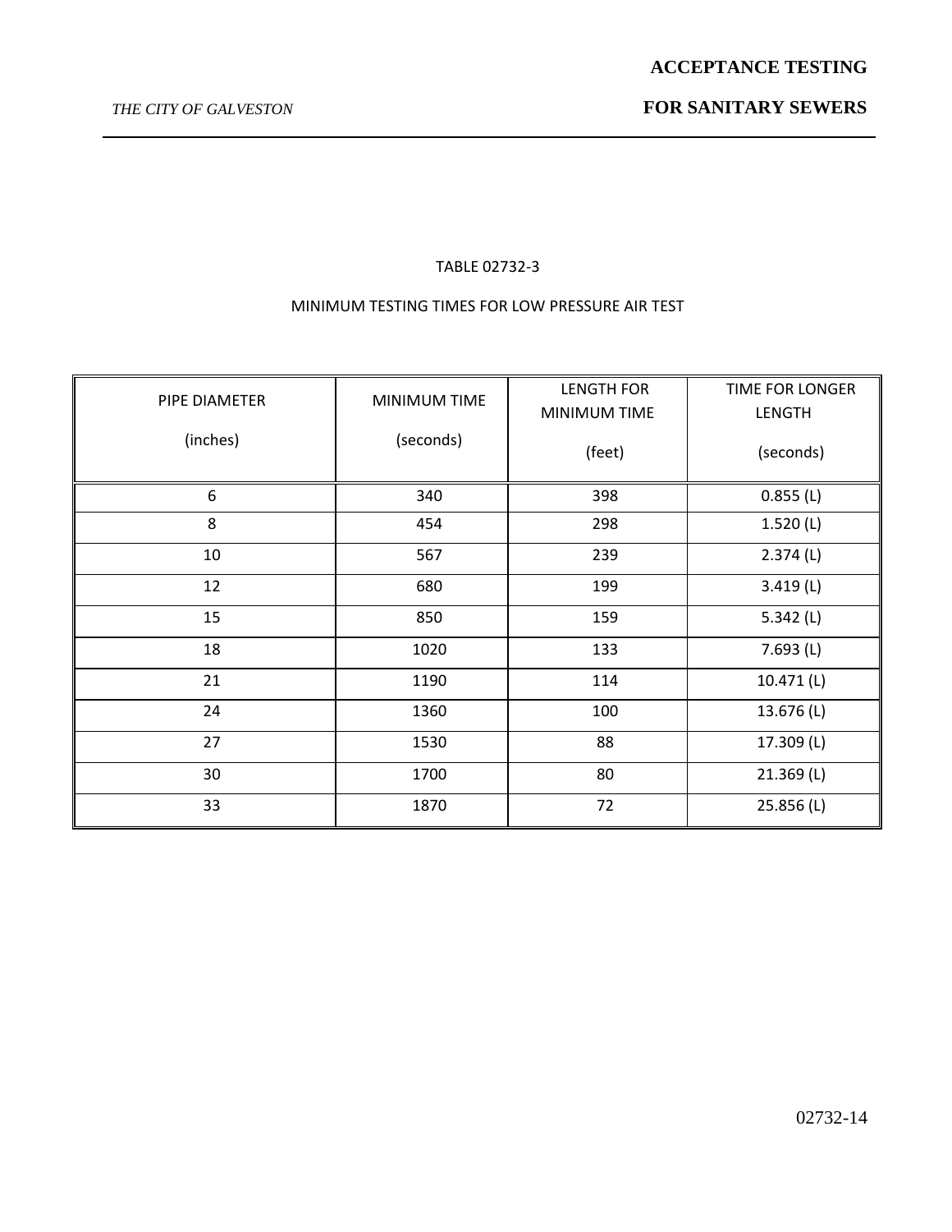TABLE 02732-3

MINIMUM TESTING TIMES FOR LOW PRESSURE AIR TEST

| PIPE DIAMETER (inches) | MINIMUM TIME (seconds) | LENGTH FOR MINIMUM TIME (feet) | TIME FOR LONGER LENGTH (seconds) |
|---|---|---|---|
| 6 | 340 | 398 | 0.855 (L) |
| 8 | 454 | 298 | 1.520 (L) |
| 10 | 567 | 239 | 2.374 (L) |
| 12 | 680 | 199 | 3.419 (L) |
| 15 | 850 | 159 | 5.342 (L) |
| 18 | 1020 | 133 | 7.693 (L) |
| 21 | 1190 | 114 | 10.471 (L) |
| 24 | 1360 | 100 | 13.676 (L) |
| 27 | 1530 | 88 | 17.309 (L) |
| 30 | 1700 | 80 | 21.369 (L) |
| 33 | 1870 | 72 | 25.856 (L) |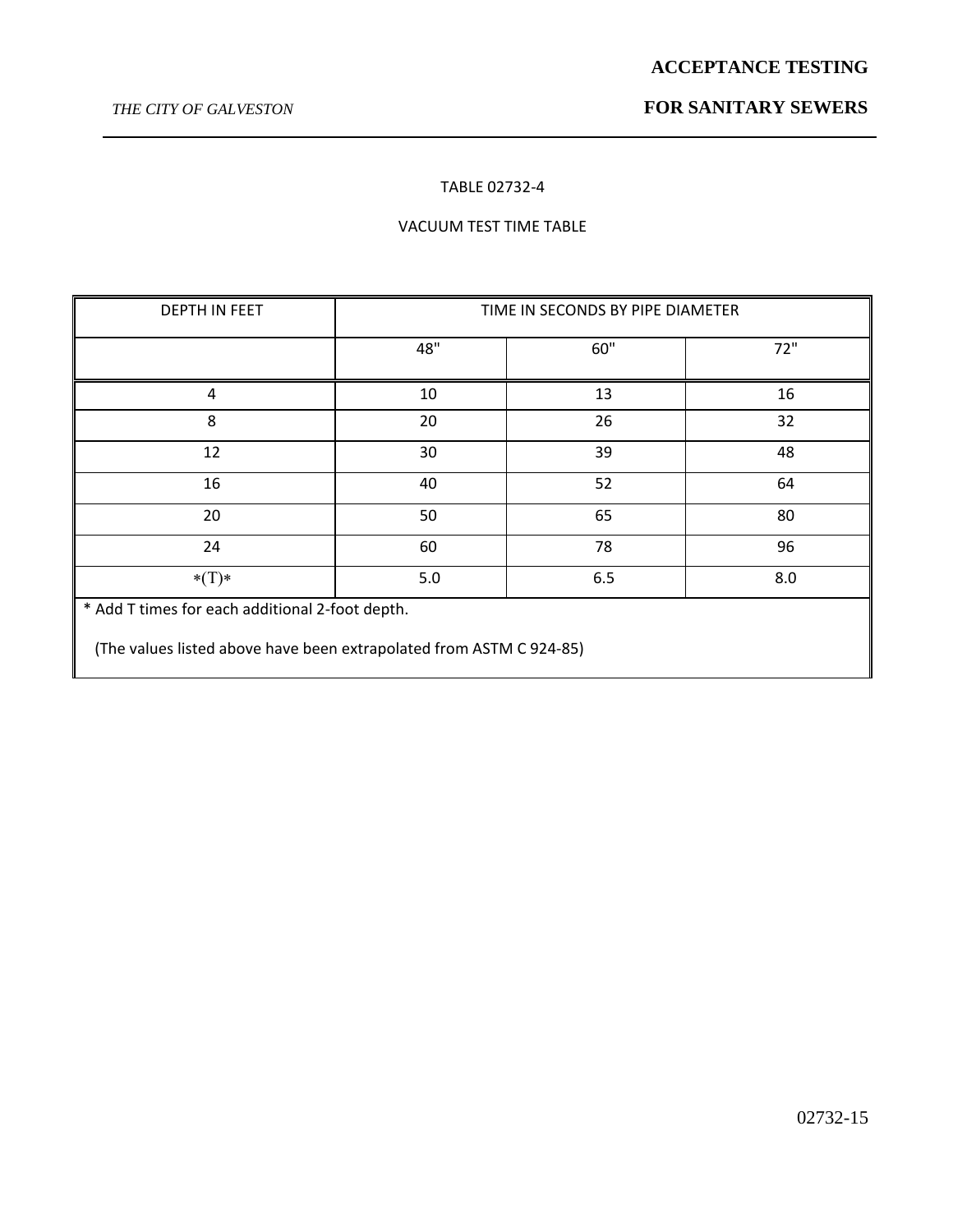TABLE 02732-4

VACUUM TEST TIME TABLE

| DEPTH IN FEET | TIME IN SECONDS BY PIPE DIAMETER | | |
|---|---|---|---|
| | 48" | 60" | 72" |
| 4 | 10 | 13 | 16 |
| 8 | 20 | 26 | 32 |
| 12 | 30 | 39 | 48 |
| 16 | 40 | 52 | 64 |
| 20 | 50 | 65 | 80 |
| 24 | 60 | 78 | 96 |
| *(T)* | 5.0 | 6.5 | 8.0 |

* Add T times for each additional 2-foot depth.

(The values listed above have been extrapolated from ASTM C 924-85)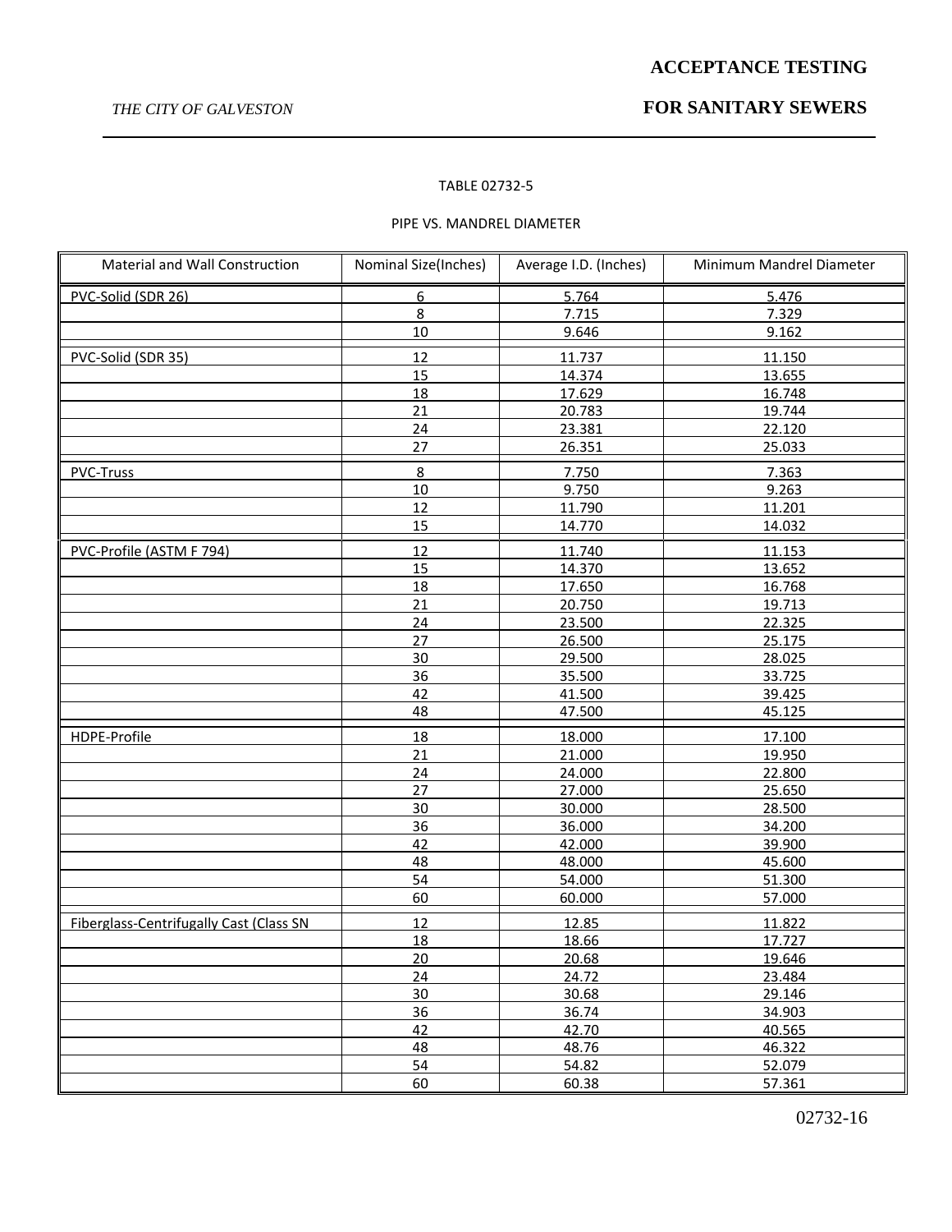TABLE 02732-5

PIPE VS. MANDREL DIAMETER

| Material and Wall Construction | Nominal Size(Inches) | Average I.D. (Inches) | Minimum Mandrel Diameter |
|---|---|---|---|
| PVC-Solid (SDR 26) | 6 | 5.764 | 5.476 |
| | 8 | 7.715 | 7.329 |
| | 10 | 9.646 | 9.162 |
| PVC-Solid (SDR 35) | 12 | 11.737 | 11.150 |
| | 15 | 14.374 | 13.655 |
| | 18 | 17.629 | 16.748 |
| | 21 | 20.783 | 19.744 |
| | 24 | 23.381 | 22.120 |
| | 27 | 26.351 | 25.033 |
| PVC-Truss | 8 | 7.750 | 7.363 |
| | 10 | 9.750 | 9.263 |
| | 12 | 11.790 | 11.201 |
| | 15 | 14.770 | 14.032 |
| PVC-Profile (ASTM F 794) | 12 | 11.740 | 11.153 |
| | 15 | 14.370 | 13.652 |
| | 18 | 17.650 | 16.768 |
| | 21 | 20.750 | 19.713 |
| | 24 | 23.500 | 22.325 |
| | 27 | 26.500 | 25.175 |
| | 30 | 29.500 | 28.025 |
| | 36 | 35.500 | 33.725 |
| | 42 | 41.500 | 39.425 |
| | 48 | 47.500 | 45.125 |
| HDPE-Profile | 18 | 18.000 | 17.100 |
| | 21 | 21.000 | 19.950 |
| | 24 | 24.000 | 22.800 |
| | 27 | 27.000 | 25.650 |
| | 30 | 30.000 | 28.500 |
| | 36 | 36.000 | 34.200 |
| | 42 | 42.000 | 39.900 |
| | 48 | 48.000 | 45.600 |
| | 54 | 54.000 | 51.300 |
| | 60 | 60.000 | 57.000 |
| Fiberglass-Centrifugally Cast (Class SN | 12 | 12.85 | 11.822 |
| | 18 | 18.66 | 17.727 |
| | 20 | 20.68 | 19.646 |
| | 24 | 24.72 | 23.484 |
| | 30 | 30.68 | 29.146 |
| | 36 | 36.74 | 34.903 |
| | 42 | 42.70 | 40.565 |
| | 48 | 48.76 | 46.322 |
| | 54 | 54.82 | 52.079 |
| | 60 | 60.38 | 57.361 |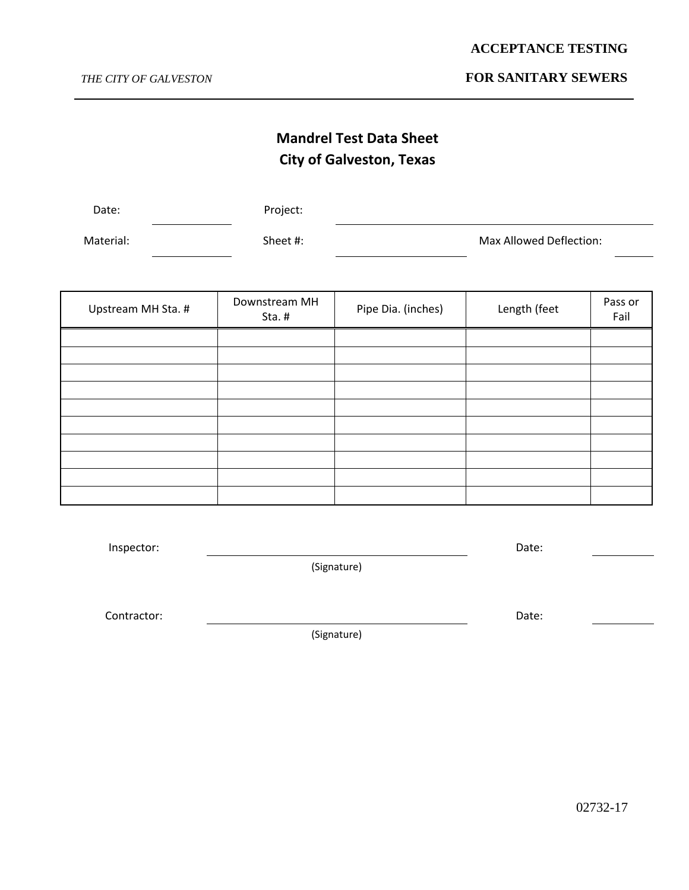# Mandrel Test Data Sheet
## City of Galveston, Texas

Date: ____________ Project: ______________________________

Material: ____________ Sheet #: ______________ Max Allowed Deflection: ______

| Upstream MH Sta. # | Downstream MH Sta. # | Pipe Dia. (inches) | Length (feet | Pass or Fail |
| --- | --- | --- | --- | --- |
| | | | | |
| | | | | |
| | | | | |
| | | | | |
| | | | | |
| | | | | |
| | | | | |
| | | | | |
| | | | | |
| | | | | |

Inspector: ______________________________ Date: __________
(Signature)

Contractor: ______________________________ Date: __________
(Signature)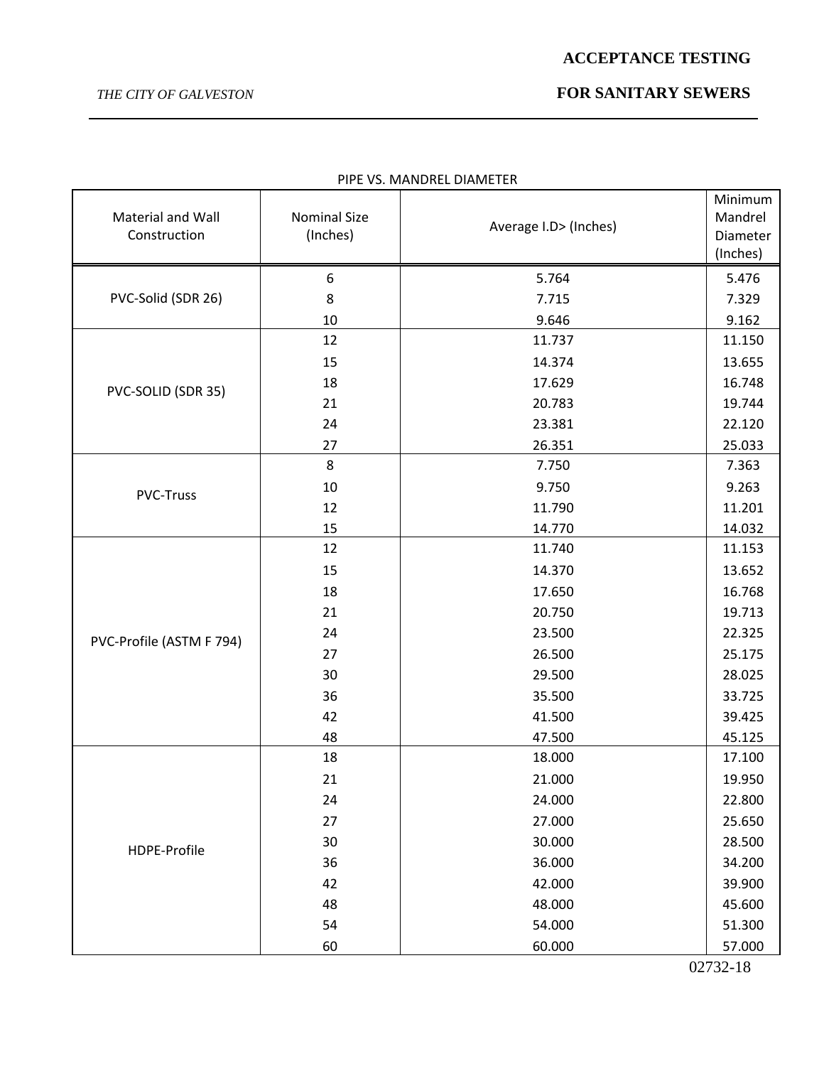PIPE VS. MANDREL DIAMETER

| Material and Wall Construction | Nominal Size (Inches) | Average I.D> (Inches) | Minimum Mandrel Diameter (Inches) |
|---|---|---|---|
| PVC-Solid (SDR 26) | 6 | 5.764 | 5.476 |
| | 8 | 7.715 | 7.329 |
| | 10 | 9.646 | 9.162 |
| PVC-SOLID (SDR 35) | 12 | 11.737 | 11.150 |
| | 15 | 14.374 | 13.655 |
| | 18 | 17.629 | 16.748 |
| | 21 | 20.783 | 19.744 |
| | 24 | 23.381 | 22.120 |
| | 27 | 26.351 | 25.033 |
| PVC-Truss | 8 | 7.750 | 7.363 |
| | 10 | 9.750 | 9.263 |
| | 12 | 11.790 | 11.201 |
| | 15 | 14.770 | 14.032 |
| PVC-Profile (ASTM F 794) | 12 | 11.740 | 11.153 |
| | 15 | 14.370 | 13.652 |
| | 18 | 17.650 | 16.768 |
| | 21 | 20.750 | 19.713 |
| | 24 | 23.500 | 22.325 |
| | 27 | 26.500 | 25.175 |
| | 30 | 29.500 | 28.025 |
| | 36 | 35.500 | 33.725 |
| | 42 | 41.500 | 39.425 |
| | 48 | 47.500 | 45.125 |
| HDPE-Profile | 18 | 18.000 | 17.100 |
| | 21 | 21.000 | 19.950 |
| | 24 | 24.000 | 22.800 |
| | 27 | 27.000 | 25.650 |
| | 30 | 30.000 | 28.500 |
| | 36 | 36.000 | 34.200 |
| | 42 | 42.000 | 39.900 |
| | 48 | 48.000 | 45.600 |
| | 54 | 54.000 | 51.300 |
| | 60 | 60.000 | 57.000 |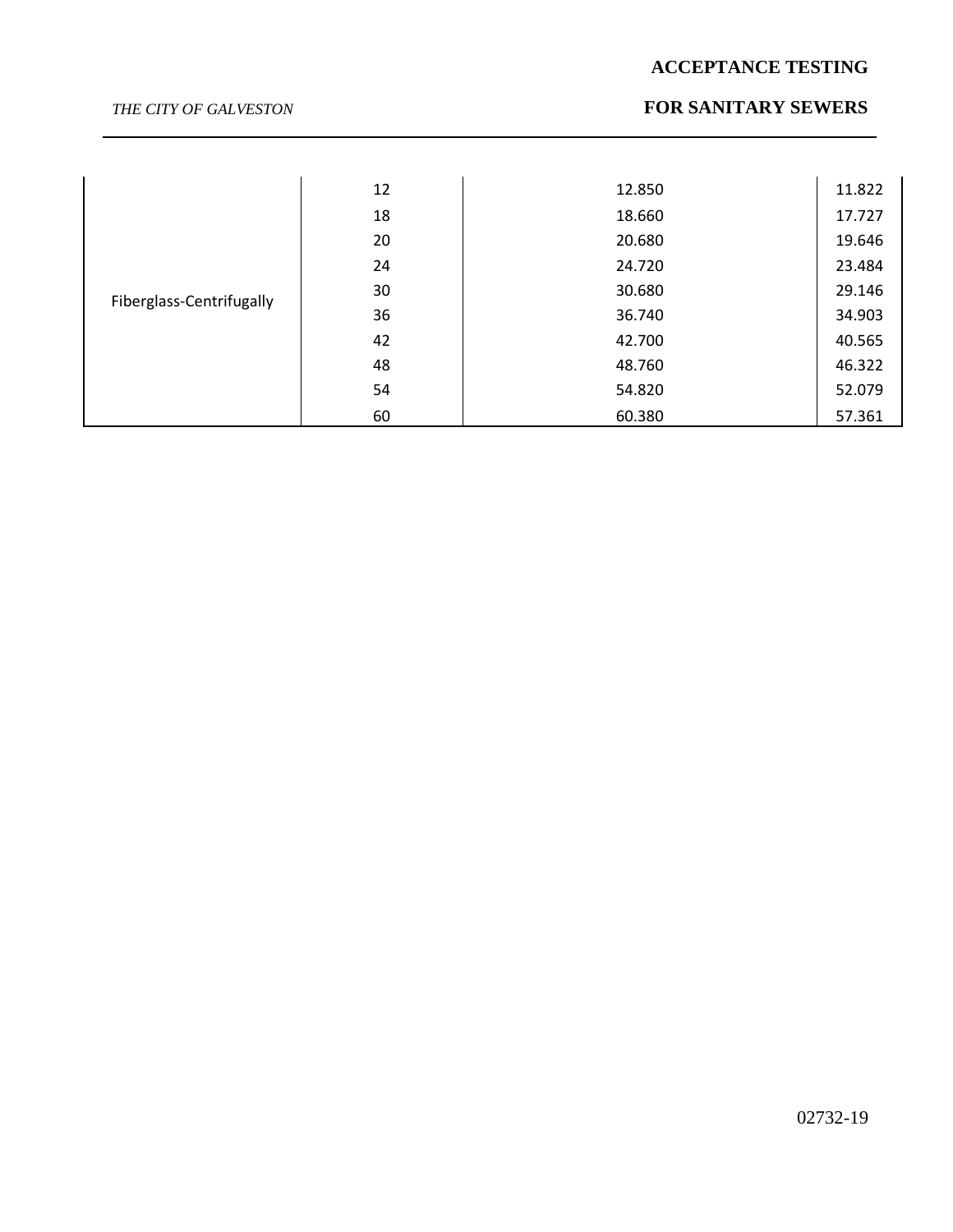|  |  |  |  |
|---|---|---|---|
| Fiberglass-Centrifugally | 12 | 12.850 | 11.822 |
|  | 18 | 18.660 | 17.727 |
|  | 20 | 20.680 | 19.646 |
|  | 24 | 24.720 | 23.484 |
|  | 30 | 30.680 | 29.146 |
|  | 36 | 36.740 | 34.903 |
|  | 42 | 42.700 | 40.565 |
|  | 48 | 48.760 | 46.322 |
|  | 54 | 54.820 | 52.079 |
|  | 60 | 60.380 | 57.361 |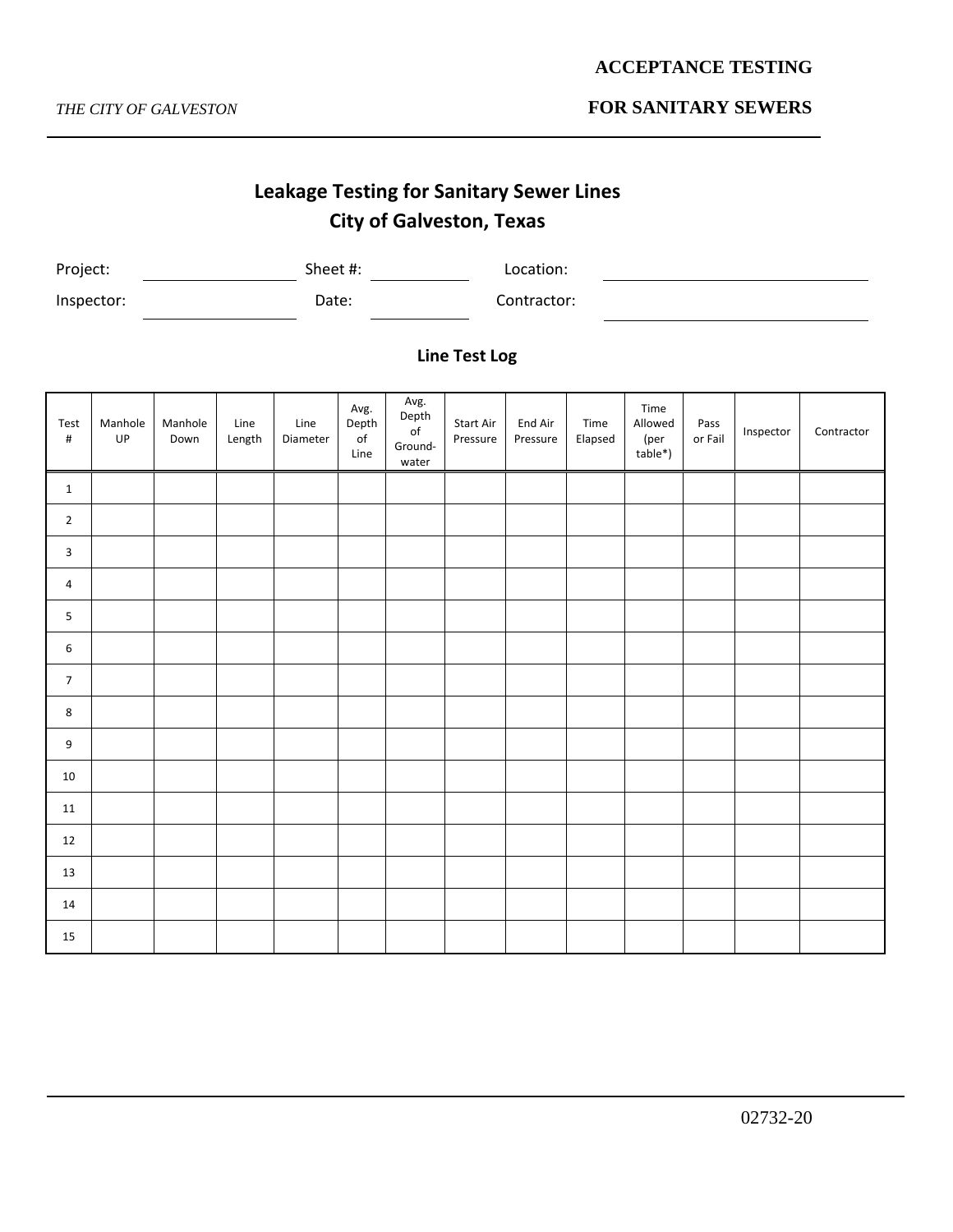# Leakage Testing for Sanitary Sewer Lines
# City of Galveston, Texas

Project: ____________ Sheet #: ____________ Location: ____________

Inspector: ____________ Date: ____________ Contractor: ____________

### Line Test Log

| Test # | Manhole UP | Manhole Down | Line Length | Line Diameter | Avg. Depth of Line | Avg. Depth of Ground-water | Start Air Pressure | End Air Pressure | Time Elapsed | Time Allowed (per table*) | Pass or Fail | Inspector | Contractor |
|---|---|---|---|---|---|---|---|---|---|---|---|---|---|
| 1 | | | | | | | | | | | | | |
| 2 | | | | | | | | | | | | | |
| 3 | | | | | | | | | | | | | |
| 4 | | | | | | | | | | | | | |
| 5 | | | | | | | | | | | | | |
| 6 | | | | | | | | | | | | | |
| 7 | | | | | | | | | | | | | |
| 8 | | | | | | | | | | | | | |
| 9 | | | | | | | | | | | | | |
| 10 | | | | | | | | | | | | | |
| 11 | | | | | | | | | | | | | |
| 12 | | | | | | | | | | | | | |
| 13 | | | | | | | | | | | | | |
| 14 | | | | | | | | | | | | | |
| 15 | | | | | | | | | | | | | |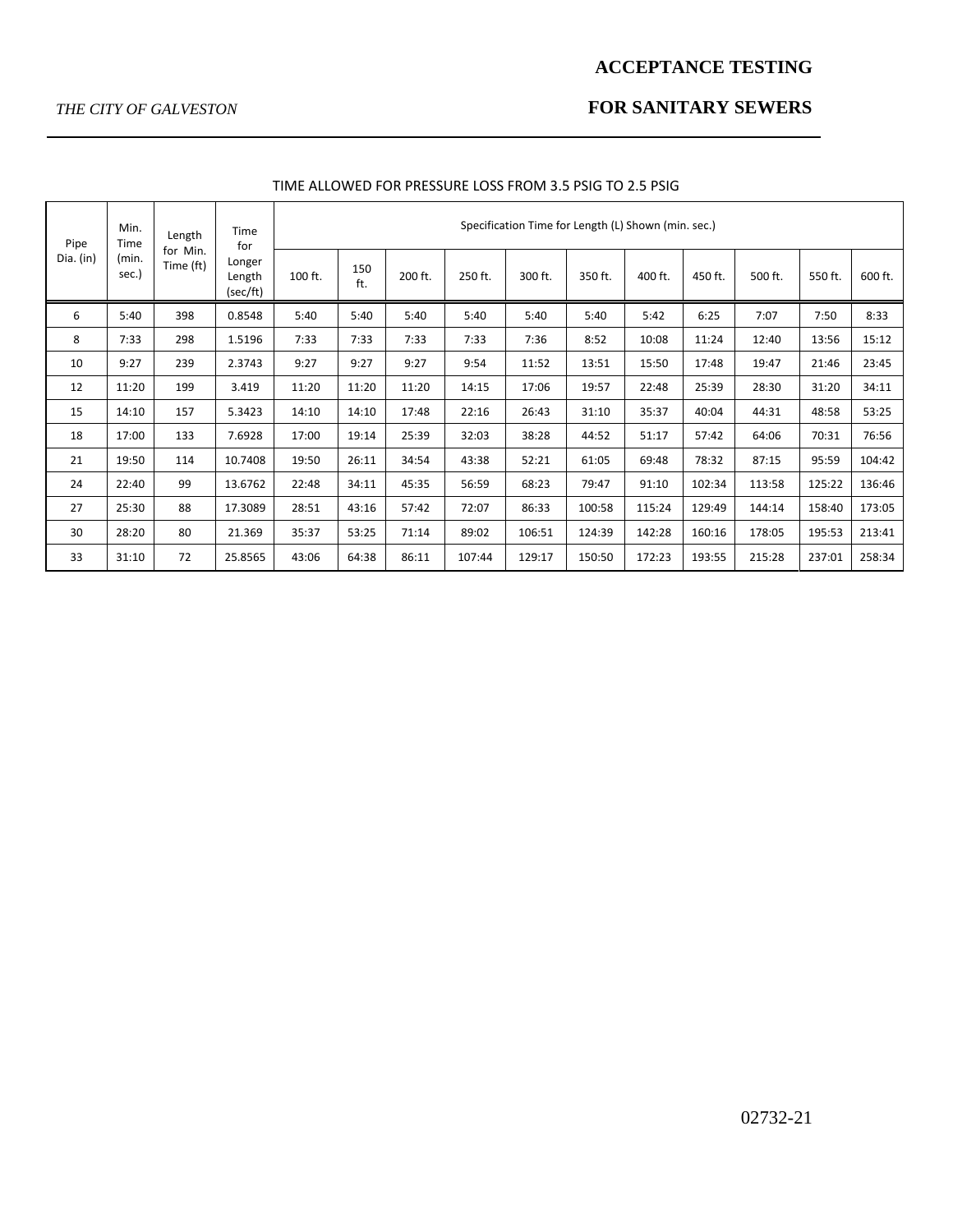TIME ALLOWED FOR PRESSURE LOSS FROM 3.5 PSIG TO 2.5 PSIG

| Pipe Dia. (in) | Min. Time (min. sec.) | Length for Min. Time (ft) | Time for Longer Length (sec/ft) | Specification Time for Length (L) Shown (min. sec.) | | | | | | | | | | |
|---|---|---|---|---|---|---|---|---|---|---|---|---|---|---|
| | | | | 100 ft. | 150 ft. | 200 ft. | 250 ft. | 300 ft. | 350 ft. | 400 ft. | 450 ft. | 500 ft. | 550 ft. | 600 ft. |
| 6 | 5:40 | 398 | 0.8548 | 5:40 | 5:40 | 5:40 | 5:40 | 5:40 | 5:40 | 5:42 | 6:25 | 7:07 | 7:50 | 8:33 |
| 8 | 7:33 | 298 | 1.5196 | 7:33 | 7:33 | 7:33 | 7:33 | 7:36 | 8:52 | 10:08 | 11:24 | 12:40 | 13:56 | 15:12 |
| 10 | 9:27 | 239 | 2.3743 | 9:27 | 9:27 | 9:27 | 9:54 | 11:52 | 13:51 | 15:50 | 17:48 | 19:47 | 21:46 | 23:45 |
| 12 | 11:20 | 199 | 3.419 | 11:20 | 11:20 | 11:20 | 14:15 | 17:06 | 19:57 | 22:48 | 25:39 | 28:30 | 31:20 | 34:11 |
| 15 | 14:10 | 157 | 5.3423 | 14:10 | 14:10 | 17:48 | 22:16 | 26:43 | 31:10 | 35:37 | 40:04 | 44:31 | 48:58 | 53:25 |
| 18 | 17:00 | 133 | 7.6928 | 17:00 | 19:14 | 25:39 | 32:03 | 38:28 | 44:52 | 51:17 | 57:42 | 64:06 | 70:31 | 76:56 |
| 21 | 19:50 | 114 | 10.7408 | 19:50 | 26:11 | 34:54 | 43:38 | 52:21 | 61:05 | 69:48 | 78:32 | 87:15 | 95:59 | 104:42 |
| 24 | 22:40 | 99 | 13.6762 | 22:48 | 34:11 | 45:35 | 56:59 | 68:23 | 79:47 | 91:10 | 102:34 | 113:58 | 125:22 | 136:46 |
| 27 | 25:30 | 88 | 17.3089 | 28:51 | 43:16 | 57:42 | 72:07 | 86:33 | 100:58 | 115:24 | 129:49 | 144:14 | 158:40 | 173:05 |
| 30 | 28:20 | 80 | 21.369 | 35:37 | 53:25 | 71:14 | 89:02 | 106:51 | 124:39 | 142:28 | 160:16 | 178:05 | 195:53 | 213:41 |
| 33 | 31:10 | 72 | 25.8565 | 43:06 | 64:38 | 86:11 | 107:44 | 129:17 | 150:50 | 172:23 | 193:55 | 215:28 | 237:01 | 258:34 |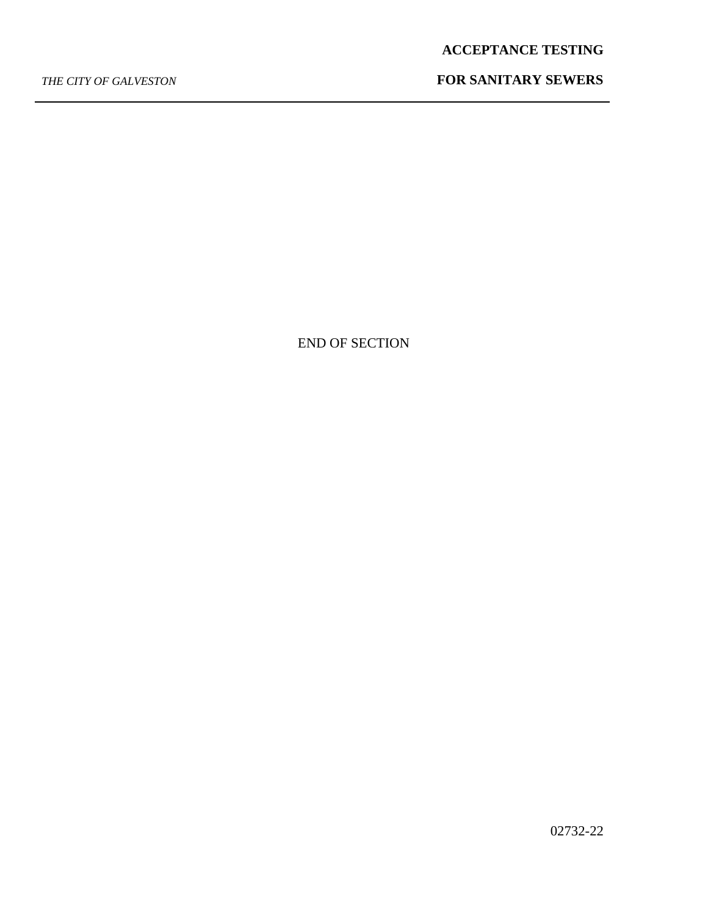END OF SECTION